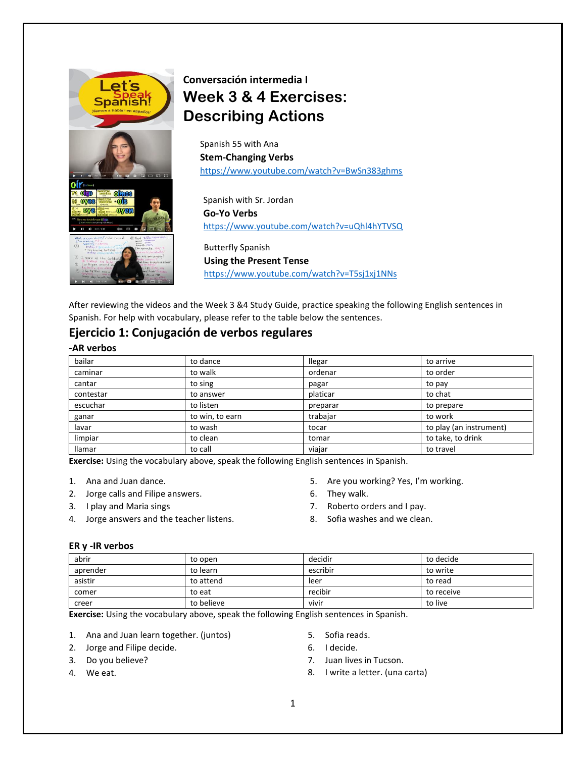**Conversación intermedia I**

# Week 3 & 4 Exercises: Describing Actions

Spanish 55 with Ana
**Stem-Changing Verbs**
https://www.youtube.com/watch?v=BwSn383ghms

Spanish with Sr. Jordan
**Go-Yo Verbs**
https://www.youtube.com/watch?v=uQhl4hYTVSQ

Butterfly Spanish
**Using the Present Tense**
https://www.youtube.com/watch?v=T5sj1xj1NNs

After reviewing the videos and the Week 3 &4 Study Guide, practice speaking the following English sentences in Spanish. For help with vocabulary, please refer to the table below the sentences.

## Ejercicio 1: Conjugación de verbos regulares

### -AR verbos

| bailar | to dance | llegar | to arrive |
|---|---|---|---|
| caminar | to walk | ordenar | to order |
| cantar | to sing | pagar | to pay |
| contestar | to answer | platicar | to chat |
| escuchar | to listen | preparar | to prepare |
| ganar | to win, to earn | trabajar | to work |
| lavar | to wash | tocar | to play (an instrument) |
| limpiar | to clean | tomar | to take, to drink |
| llamar | to call | viajar | to travel |

**Exercise:** Using the vocabulary above, speak the following English sentences in Spanish.

1. Ana and Juan dance.
2. Jorge calls and Filipe answers.
3. I play and Maria sings
4. Jorge answers and the teacher listens.
5. Are you working? Yes, I'm working.
6. They walk.
7. Roberto orders and I pay.
8. Sofia washes and we clean.

### ER y -IR verbos

| abrir | to open | decidir | to decide |
|---|---|---|---|
| aprender | to learn | escribir | to write |
| asistir | to attend | leer | to read |
| comer | to eat | recibir | to receive |
| creer | to believe | vivir | to live |

**Exercise:** Using the vocabulary above, speak the following English sentences in Spanish.

1. Ana and Juan learn together. (juntos)
2. Jorge and Filipe decide.
3. Do you believe?
4. We eat.
5. Sofia reads.
6. I decide.
7. Juan lives in Tucson.
8. I write a letter. (una carta)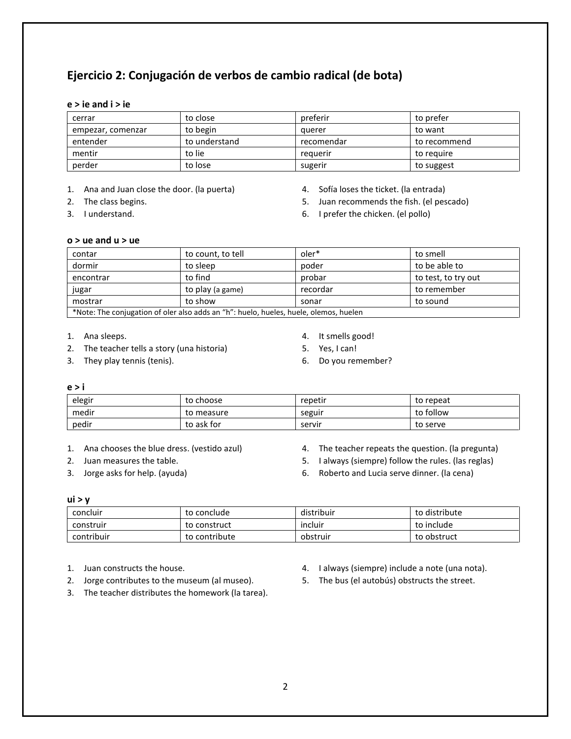## Ejercicio 2: Conjugación de verbos de cambio radical (de bota)

**e > ie and i > ie**

| cerrar | to close | preferir | to prefer |
|---|---|---|---|
| empezar, comenzar | to begin | querer | to want |
| entender | to understand | recomendar | to recommend |
| mentir | to lie | requerir | to require |
| perder | to lose | sugerir | to suggest |

1. Ana and Juan close the door. (la puerta)
2. The class begins.
3. I understand.
4. Sofía loses the ticket. (la entrada)
5. Juan recommends the fish. (el pescado)
6. I prefer the chicken. (el pollo)

**o > ue and u > ue**

| contar | to count, to tell | oler* | to smell |
|---|---|---|---|
| dormir | to sleep | poder | to be able to |
| encontrar | to find | probar | to test, to try out |
| jugar | to play (a game) | recordar | to remember |
| mostrar | to show | sonar | to sound |
| *Note: The conjugation of oler also adds an "h": huelo, hueles, huele, olemos, huelen | | | |

1. Ana sleeps.
2. The teacher tells a story (una historia)
3. They play tennis (tenis).
4. It smells good!
5. Yes, I can!
6. Do you remember?

**e > i**

| elegir | to choose | repetir | to repeat |
|---|---|---|---|
| medir | to measure | seguir | to follow |
| pedir | to ask for | servir | to serve |

1. Ana chooses the blue dress. (vestido azul)
2. Juan measures the table.
3. Jorge asks for help. (ayuda)
4. The teacher repeats the question. (la pregunta)
5. I always (siempre) follow the rules. (las reglas)
6. Roberto and Lucia serve dinner. (la cena)

**ui > y**

| concluir | to conclude | distribuir | to distribute |
|---|---|---|---|
| construir | to construct | incluir | to include |
| contribuir | to contribute | obstruir | to obstruct |

1. Juan constructs the house.
2. Jorge contributes to the museum (al museo).
3. The teacher distributes the homework (la tarea).
4. I always (siempre) include a note (una nota).
5. The bus (el autobús) obstructs the street.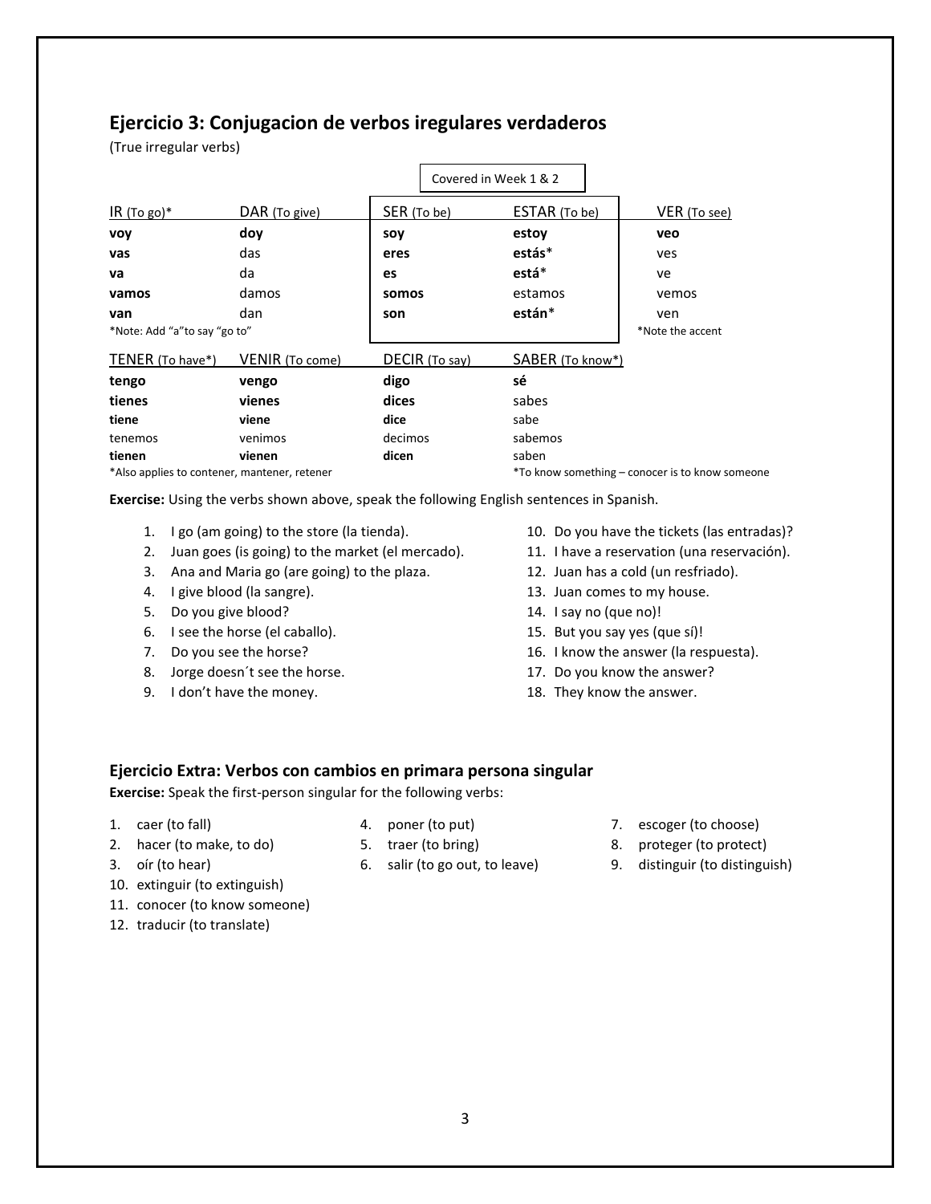## Ejercicio 3: Conjugacion de verbos iregulares verdaderos

(True irregular verbs)

Covered in Week 1 & 2 (SER and ESTAR)

| IR (To go)* | DAR (To give) | SER (To be) | ESTAR (To be) | VER (To see) |
|---|---|---|---|---|
| **voy** | **doy** | **soy** | **estoy** | **veo** |
| **vas** | das | **eres** | **estás*** | ves |
| **va** | da | **es** | **está*** | ve |
| **vamos** | damos | **somos** | estamos | vemos |
| **van** | dan | **son** | **están*** | ven |

*Note: Add "a" to say "go to"

*Note the accent

| TENER (To have*) | VENIR (To come) | DECIR (To say) | SABER (To know*) |
|---|---|---|---|
| **tengo** | **vengo** | **digo** | **sé** |
| **tienes** | **vienes** | **dices** | sabes |
| **tiene** | **viene** | **dice** | sabe |
| tenemos | venimos | decimos | sabemos |
| **tienen** | **vienen** | **dicen** | saben |

*Also applies to contener, mantener, retener

*To know something – conocer is to know someone

**Exercise:** Using the verbs shown above, speak the following English sentences in Spanish.

1. I go (am going) to the store (la tienda).
2. Juan goes (is going) to the market (el mercado).
3. Ana and Maria go (are going) to the plaza.
4. I give blood (la sangre).
5. Do you give blood?
6. I see the horse (el caballo).
7. Do you see the horse?
8. Jorge doesn´t see the horse.
9. I don't have the money.
10. Do you have the tickets (las entradas)?
11. I have a reservation (una reservación).
12. Juan has a cold (un resfriado).
13. Juan comes to my house.
14. I say no (que no)!
15. But you say yes (que sí)!
16. I know the answer (la respuesta).
17. Do you know the answer?
18. They know the answer.

## Ejercicio Extra: Verbos con cambios en primara persona singular

**Exercise:** Speak the first-person singular for the following verbs:

1. caer (to fall)
2. hacer (to make, to do)
3. oír (to hear)
4. poner (to put)
5. traer (to bring)
6. salir (to go out, to leave)
7. escoger (to choose)
8. proteger (to protect)
9. distinguir (to distinguish)
10. extinguir (to extinguish)
11. conocer (to know someone)
12. traducir (to translate)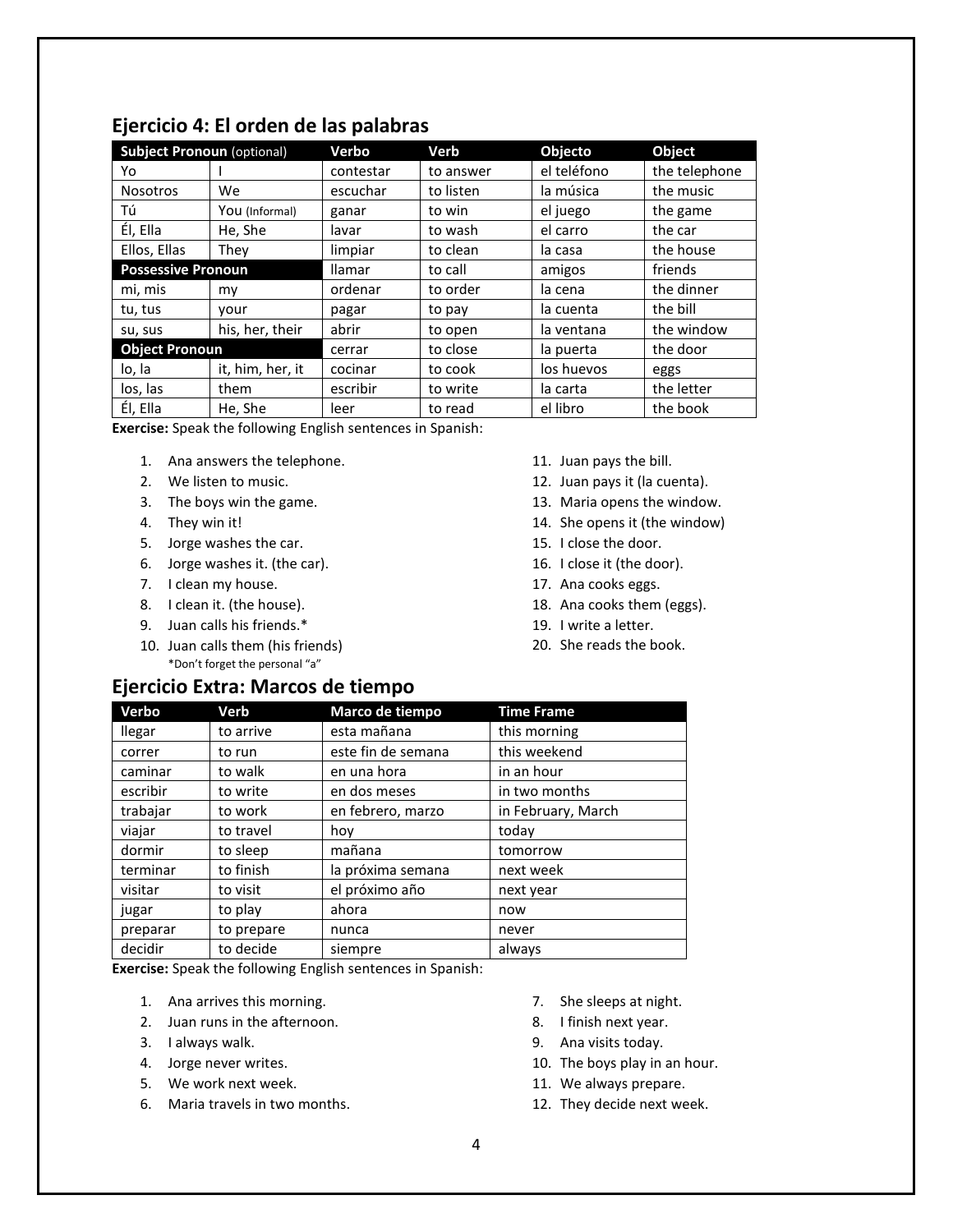## Ejercicio 4: El orden de las palabras

| **Subject Pronoun** (optional) | | **Verbo** | **Verb** | **Objecto** | **Object** |
|---|---|---|---|---|---|
| Yo | I | contestar | to answer | el teléfono | the telephone |
| Nosotros | We | escuchar | to listen | la música | the music |
| Tú | You (Informal) | ganar | to win | el juego | the game |
| Él, Ella | He, She | lavar | to wash | el carro | the car |
| Ellos, Ellas | They | limpiar | to clean | la casa | the house |
| **Possessive Pronoun** | | llamar | to call | amigos | friends |
| mi, mis | my | ordenar | to order | la cena | the dinner |
| tu, tus | your | pagar | to pay | la cuenta | the bill |
| su, sus | his, her, their | abrir | to open | la ventana | the window |
| **Object Pronoun** | | cerrar | to close | la puerta | the door |
| lo, la | it, him, her, it | cocinar | to cook | los huevos | eggs |
| los, las | them | escribir | to write | la carta | the letter |
| Él, Ella | He, She | leer | to read | el libro | the book |

**Exercise:** Speak the following English sentences in Spanish:

1. Ana answers the telephone.
2. We listen to music.
3. The boys win the game.
4. They win it!
5. Jorge washes the car.
6. Jorge washes it. (the car).
7. I clean my house.
8. I clean it. (the house).
9. Juan calls his friends.*
10. Juan calls them (his friends)
    *Don't forget the personal "a"
11. Juan pays the bill.
12. Juan pays it (la cuenta).
13. Maria opens the window.
14. She opens it (the window)
15. I close the door.
16. I close it (the door).
17. Ana cooks eggs.
18. Ana cooks them (eggs).
19. I write a letter.
20. She reads the book.

## Ejercicio Extra: Marcos de tiempo

| **Verbo** | **Verb** | **Marco de tiempo** | **Time Frame** |
|---|---|---|---|
| llegar | to arrive | esta mañana | this morning |
| correr | to run | este fin de semana | this weekend |
| caminar | to walk | en una hora | in an hour |
| escribir | to write | en dos meses | in two months |
| trabajar | to work | en febrero, marzo | in February, March |
| viajar | to travel | hoy | today |
| dormir | to sleep | mañana | tomorrow |
| terminar | to finish | la próxima semana | next week |
| visitar | to visit | el próximo año | next year |
| jugar | to play | ahora | now |
| preparar | to prepare | nunca | never |
| decidir | to decide | siempre | always |

**Exercise:** Speak the following English sentences in Spanish:

1. Ana arrives this morning.
2. Juan runs in the afternoon.
3. I always walk.
4. Jorge never writes.
5. We work next week.
6. Maria travels in two months.
7. She sleeps at night.
8. I finish next year.
9. Ana visits today.
10. The boys play in an hour.
11. We always prepare.
12. They decide next week.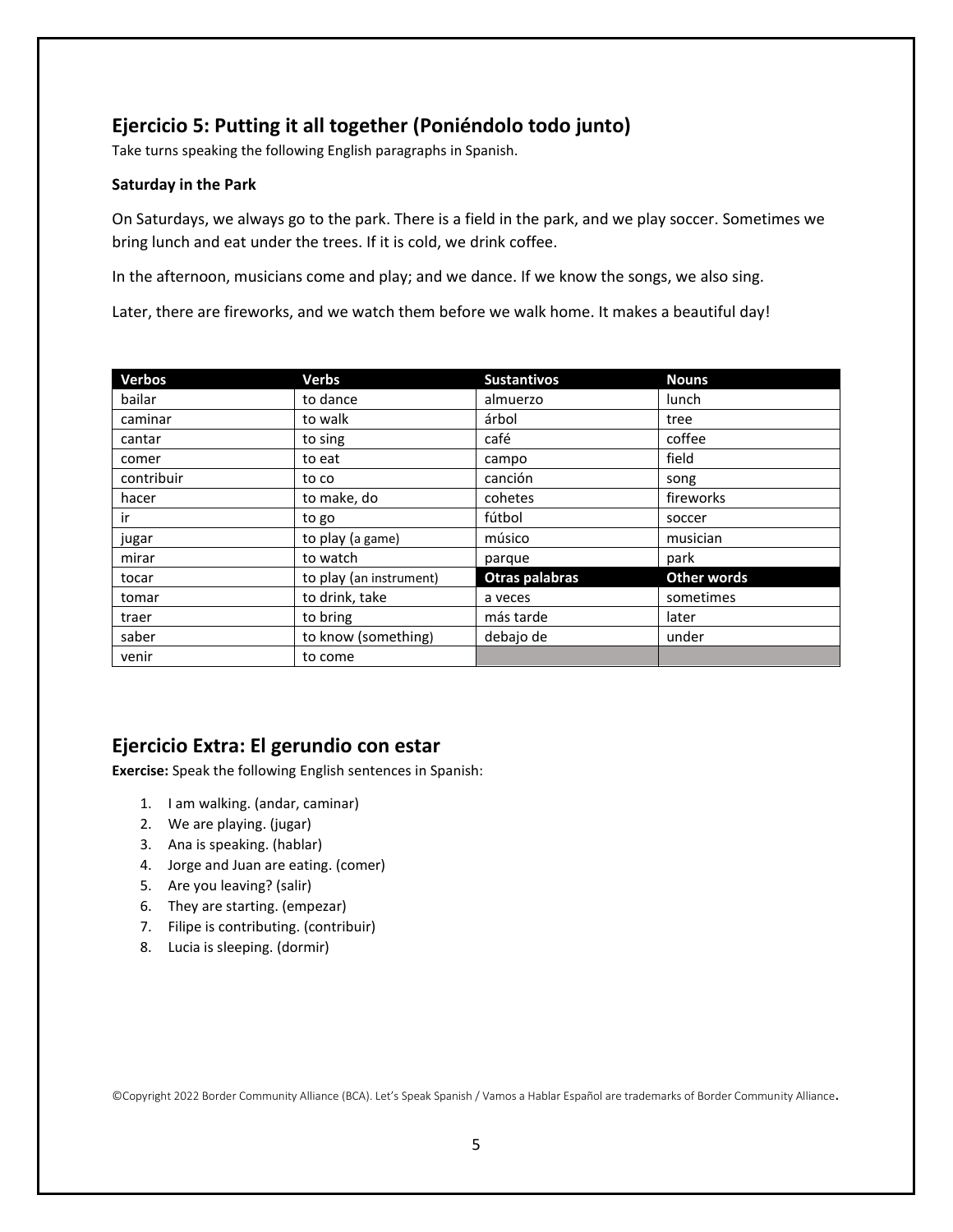## Ejercicio 5: Putting it all together (Poniéndolo todo junto)

Take turns speaking the following English paragraphs in Spanish.

**Saturday in the Park**

On Saturdays, we always go to the park. There is a field in the park, and we play soccer. Sometimes we bring lunch and eat under the trees. If it is cold, we drink coffee.

In the afternoon, musicians come and play; and we dance. If we know the songs, we also sing.

Later, there are fireworks, and we watch them before we walk home. It makes a beautiful day!

| Verbos | Verbs | Sustantivos | Nouns |
| --- | --- | --- | --- |
| bailar | to dance | almuerzo | lunch |
| caminar | to walk | árbol | tree |
| cantar | to sing | café | coffee |
| comer | to eat | campo | field |
| contribuir | to co | canción | song |
| hacer | to make, do | cohetes | fireworks |
| ir | to go | fútbol | soccer |
| jugar | to play (a game) | músico | musician |
| mirar | to watch | parque | park |
| tocar | to play (an instrument) | **Otras palabras** | **Other words** |
| tomar | to drink, take | a veces | sometimes |
| traer | to bring | más tarde | later |
| saber | to know (something) | debajo de | under |
| venir | to come | | |

## Ejercicio Extra: El gerundio con estar

**Exercise:** Speak the following English sentences in Spanish:

1. I am walking. (andar, caminar)
2. We are playing. (jugar)
3. Ana is speaking. (hablar)
4. Jorge and Juan are eating. (comer)
5. Are you leaving? (salir)
6. They are starting. (empezar)
7. Filipe is contributing. (contribuir)
8. Lucia is sleeping. (dormir)

©Copyright 2022 Border Community Alliance (BCA). Let's Speak Spanish / Vamos a Hablar Español are trademarks of Border Community Alliance.